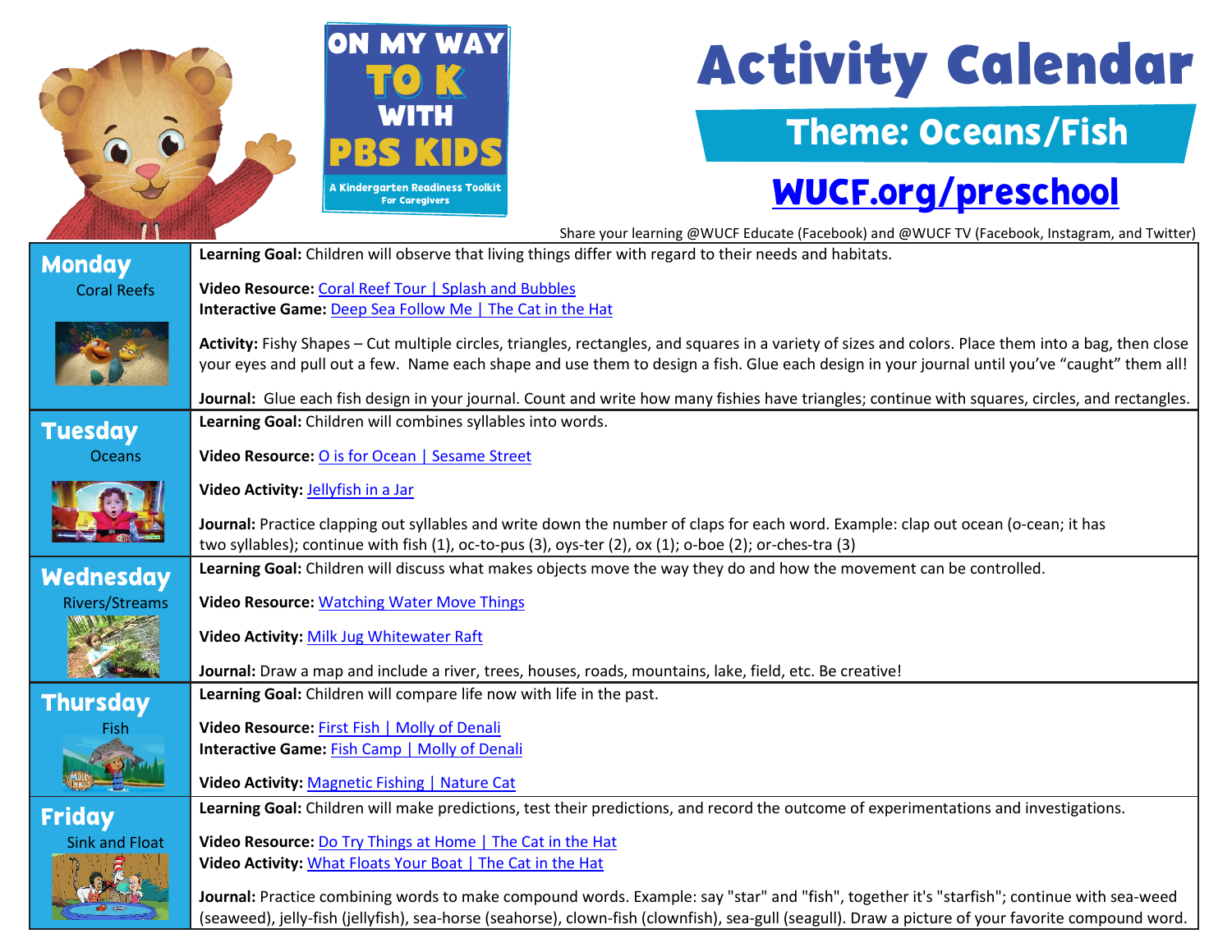# Activity Calendar

## Theme: Oceans/Fish

ON MY WAY TO K WITH PBS KIDS
A Kindergarten Readiness Toolkit For Caregivers

**WUCF.org/preschool**

Share your learning @WUCF Educate (Facebook) and @WUCF TV (Facebook, Instagram, and Twitter)

| Day | Activities |
|---|---|
| **Monday** Coral Reefs | **Learning Goal:** Children will observe that living things differ with regard to their needs and habitats.<br><br>**Video Resource:** Coral Reef Tour \| Splash and Bubbles<br>**Interactive Game:** Deep Sea Follow Me \| The Cat in the Hat<br><br>**Activity:** Fishy Shapes – Cut multiple circles, triangles, rectangles, and squares in a variety of sizes and colors. Place them into a bag, then close your eyes and pull out a few. Name each shape and use them to design a fish. Glue each design in your journal until you've "caught" them all!<br><br>**Journal:** Glue each fish design in your journal. Count and write how many fishies have triangles; continue with squares, circles, and rectangles. |
| **Tuesday** Oceans | **Learning Goal:** Children will combines syllables into words.<br><br>**Video Resource:** O is for Ocean \| Sesame Street<br><br>**Video Activity:** Jellyfish in a Jar<br><br>**Journal:** Practice clapping out syllables and write down the number of claps for each word. Example: clap out ocean (o-cean; it has two syllables); continue with fish (1), oc-to-pus (3), oys-ter (2), ox (1); o-boe (2); or-ches-tra (3) |
| **Wednesday** Rivers/Streams | **Learning Goal:** Children will discuss what makes objects move the way they do and how the movement can be controlled.<br><br>**Video Resource:** Watching Water Move Things<br><br>**Video Activity:** Milk Jug Whitewater Raft<br><br>**Journal:** Draw a map and include a river, trees, houses, roads, mountains, lake, field, etc. Be creative! |
| **Thursday** Fish | **Learning Goal:** Children will compare life now with life in the past.<br><br>**Video Resource:** First Fish \| Molly of Denali<br>**Interactive Game:** Fish Camp \| Molly of Denali<br><br>**Video Activity:** Magnetic Fishing \| Nature Cat |
| **Friday** Sink and Float | **Learning Goal:** Children will make predictions, test their predictions, and record the outcome of experimentations and investigations.<br><br>**Video Resource:** Do Try Things at Home \| The Cat in the Hat<br>**Video Activity:** What Floats Your Boat \| The Cat in the Hat<br><br>**Journal:** Practice combining words to make compound words. Example: say "star" and "fish", together it's "starfish"; continue with sea-weed (seaweed), jelly-fish (jellyfish), sea-horse (seahorse), clown-fish (clownfish), sea-gull (seagull). Draw a picture of your favorite compound word. |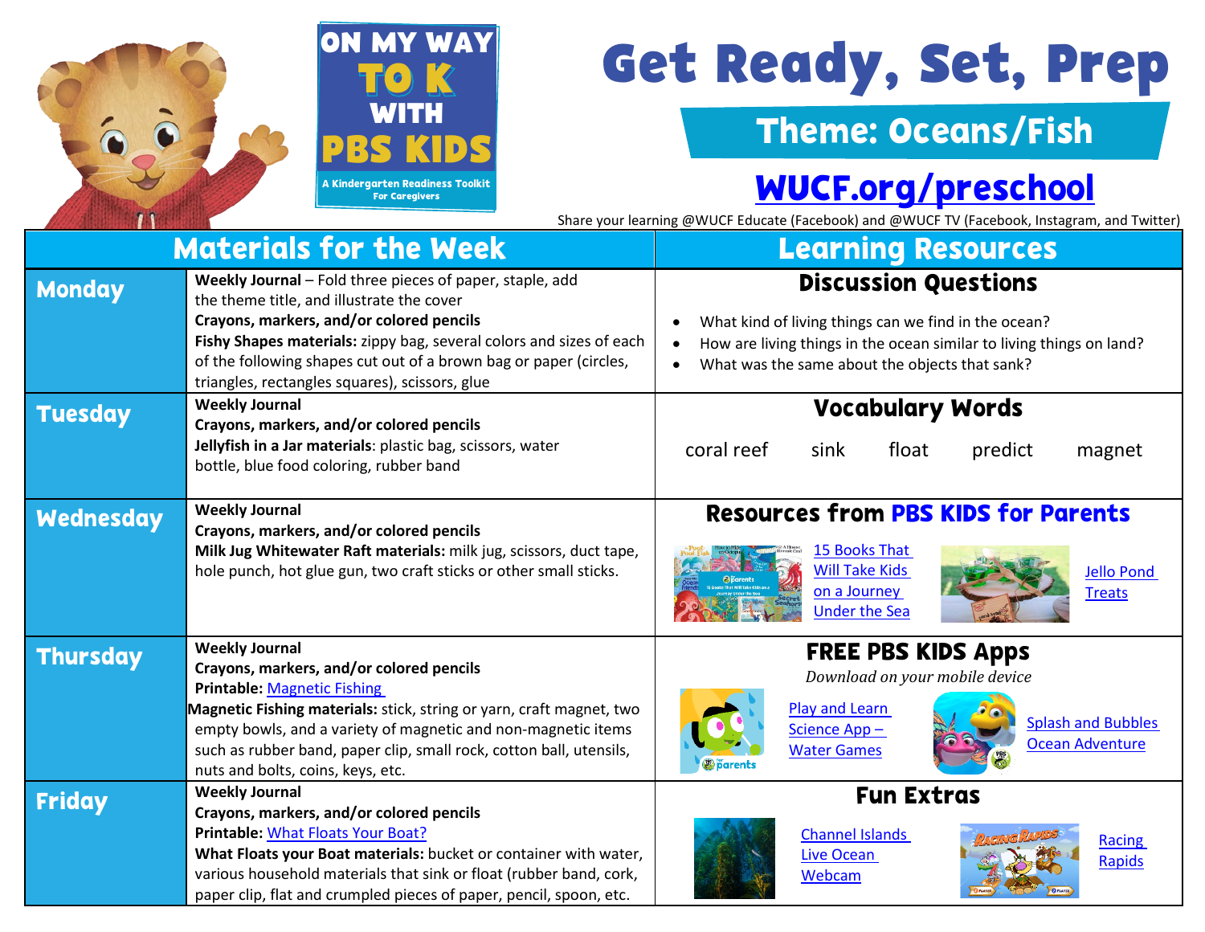ON MY WAY TO K WITH PBS KIDS

A Kindergarten Readiness Toolkit For Caregivers

# Get Ready, Set, Prep

## Theme: Oceans/Fish

## WUCF.org/preschool

Share your learning @WUCF Educate (Facebook) and @WUCF TV (Facebook, Instagram, and Twitter)

| Materials for the Week | | Learning Resources |
|---|---|---|
| **Monday** | **Weekly Journal** – Fold three pieces of paper, staple, add the theme title, and illustrate the cover<br>**Crayons, markers, and/or colored pencils**<br>**Fishy Shapes materials:** zippy bag, several colors and sizes of each of the following shapes cut out of a brown bag or paper (circles, triangles, rectangles squares), scissors, glue | **Discussion Questions**<br>• What kind of living things can we find in the ocean?<br>• How are living things in the ocean similar to living things on land?<br>• What was the same about the objects that sank? |
| **Tuesday** | **Weekly Journal**<br>**Crayons, markers, and/or colored pencils**<br>**Jellyfish in a Jar materials**: plastic bag, scissors, water bottle, blue food coloring, rubber band | **Vocabulary Words**<br>coral reef &nbsp; sink &nbsp; float &nbsp; predict &nbsp; magnet |
| **Wednesday** | **Weekly Journal**<br>**Crayons, markers, and/or colored pencils**<br>**Milk Jug Whitewater Raft materials:** milk jug, scissors, duct tape, hole punch, hot glue gun, two craft sticks or other small sticks. | **Resources from PBS KIDS for Parents**<br>15 Books That Will Take Kids on a Journey Under the Sea<br>Jello Pond Treats |
| **Thursday** | **Weekly Journal**<br>**Crayons, markers, and/or colored pencils**<br>**Printable:** Magnetic Fishing<br>**Magnetic Fishing materials:** stick, string or yarn, craft magnet, two empty bowls, and a variety of magnetic and non-magnetic items such as rubber band, paper clip, small rock, cotton ball, utensils, nuts and bolts, coins, keys, etc. | **FREE PBS KIDS Apps**<br>*Download on your mobile device*<br>Play and Learn Science App – Water Games<br>Splash and Bubbles Ocean Adventure |
| **Friday** | **Weekly Journal**<br>**Crayons, markers, and/or colored pencils**<br>**Printable:** What Floats Your Boat?<br>**What Floats your Boat materials:** bucket or container with water, various household materials that sink or float (rubber band, cork, paper clip, flat and crumpled pieces of paper, pencil, spoon, etc. | **Fun Extras**<br>Channel Islands Live Ocean Webcam<br>Racing Rapids |